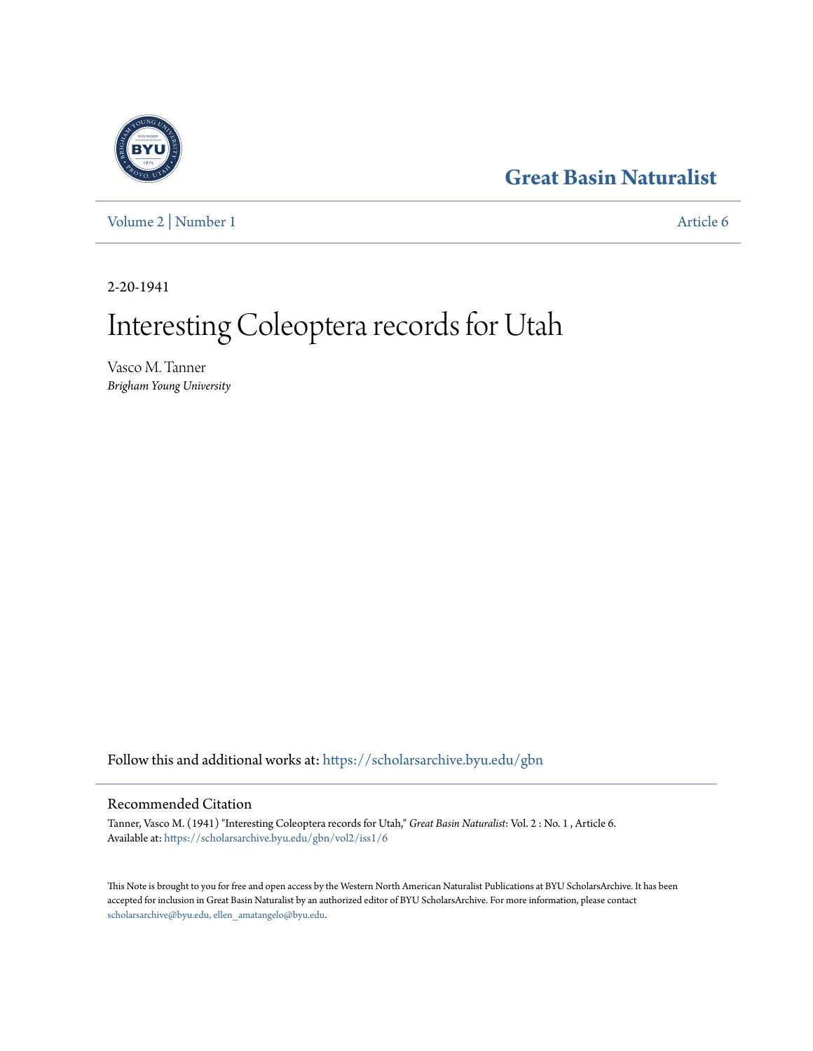Great Basin Naturalist

Volume 2 | Number 1 Article 6

2-20-1941

# Interesting Coleoptera records for Utah

Vasco M. Tanner
*Brigham Young University*

Follow this and additional works at: https://scholarsarchive.byu.edu/gbn

## Recommended Citation

Tanner, Vasco M. (1941) "Interesting Coleoptera records for Utah," *Great Basin Naturalist*: Vol. 2 : No. 1 , Article 6.
Available at: https://scholarsarchive.byu.edu/gbn/vol2/iss1/6

This Note is brought to you for free and open access by the Western North American Naturalist Publications at BYU ScholarsArchive. It has been accepted for inclusion in Great Basin Naturalist by an authorized editor of BYU ScholarsArchive. For more information, please contact scholarsarchive@byu.edu, ellen_amatangelo@byu.edu.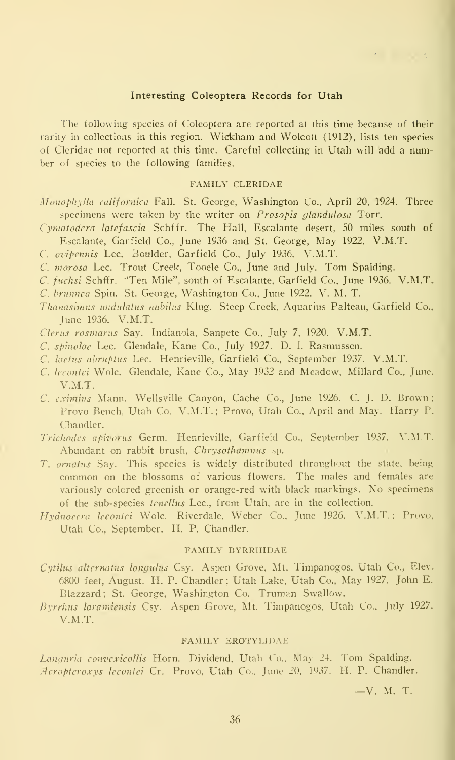## Interesting Coleoptera Records for Utah

The following species of Coleoptera are reported at this time because of their rarity in collections in this region. Wickham and Wolcott (1912), lists ten species of Cleridae not reported at this time. Careful collecting in Utah will add a number of species to the following families.

### FAMILY CLERIDAE

*Monophylla californica* Fall. St. George, Washington Co., April 20, 1924. Three specimens were taken by the writer on *Prosopis glandulosa* Torr.

*Cymatodera latefascia* Schffr. The Hall, Escalante desert, 50 miles south of Escalante, Garfield Co., June 1936 and St. George, May 1922. V.M.T.

*C. ovipennis* Lec. Boulder, Garfield Co., July 1936. V.M.T.

*C. morosa* Lec. Trout Creek, Tooele Co., June and July. Tom Spalding.

*C. fuchsi* Schffr. "Ten Mile", south of Escalante, Garfield Co., June 1936. V.M.T.

*C. brunnea* Spin. St. George, Washington Co., June 1922. V. M. T.

*Thanasimus undulatus nubilus* Klug. Steep Creek, Aquarius Palteau, Garfield Co., June 1936. V.M.T.

*Clerus rosmarus* Say. Indianola, Sanpete Co., July 7, 1920. V.M.T.

*C. spinolae* Lec. Glendale, Kane Co., July 1927. D. I. Rasmussen.

*C. laetus abruptus* Lec. Henrieville, Garfield Co., September 1937. V.M.T.

*C. lecontei* Wolc. Glendale, Kane Co., May 1932 and Meadow, Millard Co., June. V.M.T.

*C. eximius* Mann. Wellsville Canyon, Cache Co., June 1926. C. J. D. Brown; Provo Bench, Utah Co. V.M.T.; Provo, Utah Co., April and May. Harry P. Chandler.

*Trichodes apivorus* Germ. Henrieville, Garfield Co., September 1937. V.M.T. Abundant on rabbit brush, *Chrysothamnus* sp.

*T. ornatus* Say. This species is widely distributed throughout the state, being common on the blossoms of various flowers. The males and females are variously colored greenish or orange-red with black markings. No specimens of the sub-species *tenellus* Lec., from Utah, are in the collection.

*Hydnocera lecontei* Wolc. Riverdale, Weber Co., June 1926. V.M.T.; Provo, Utah Co., September. H. P. Chandler.

### FAMILY BYRRHIDAE

*Cytilus alternatus longulus* Csy. Aspen Grove, Mt. Timpanogos, Utah Co., Elev. 6800 feet, August. H. P. Chandler; Utah Lake, Utah Co., May 1927. John E. Blazzard; St. George, Washington Co. Truman Swallow.

*Byrrhus laramiensis* Csy. Aspen Grove, Mt. Timpanogos, Utah Co., July 1927. V.M.T.

### FAMILY EROTYLIDAE

*Languria convexicollis* Horn. Dividend, Utah Co., May 24. Tom Spalding.

*Acropteroxys lecontei* Cr. Provo, Utah Co., June 20, 1937. H. P. Chandler.

—V. M. T.